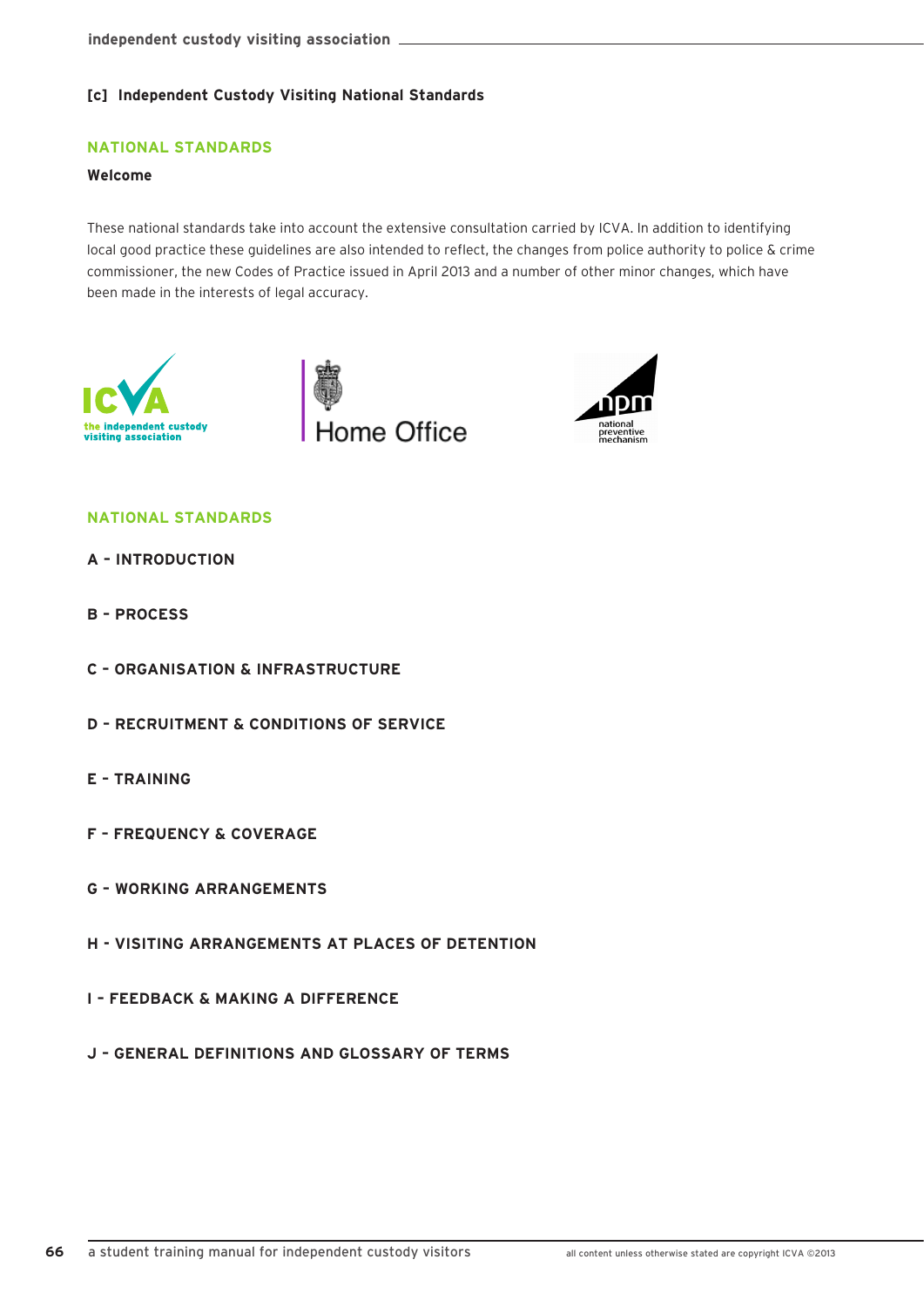### [c] Independent Custody Visiting National Standards

## NATIONAL STANDARDS

**Welcome**

These national standards take into account the extensive consultation carried by ICVA. In addition to identifying local good practice these guidelines are also intended to reflect, the changes from police authority to police & crime commissioner, the new Codes of Practice issued in April 2013 and a number of other minor changes, which have been made in the interests of legal accuracy.

## NATIONAL STANDARDS

**A - INTRODUCTION**

**B - PROCESS**

**C - ORGANISATION & INFRASTRUCTURE**

**D - RECRUITMENT & CONDITIONS OF SERVICE**

**E - TRAINING**

**F - FREQUENCY & COVERAGE**

**G - WORKING ARRANGEMENTS**

**H - VISITING ARRANGEMENTS AT PLACES OF DETENTION**

**I - FEEDBACK & MAKING A DIFFERENCE**

**J - GENERAL DEFINITIONS AND GLOSSARY OF TERMS**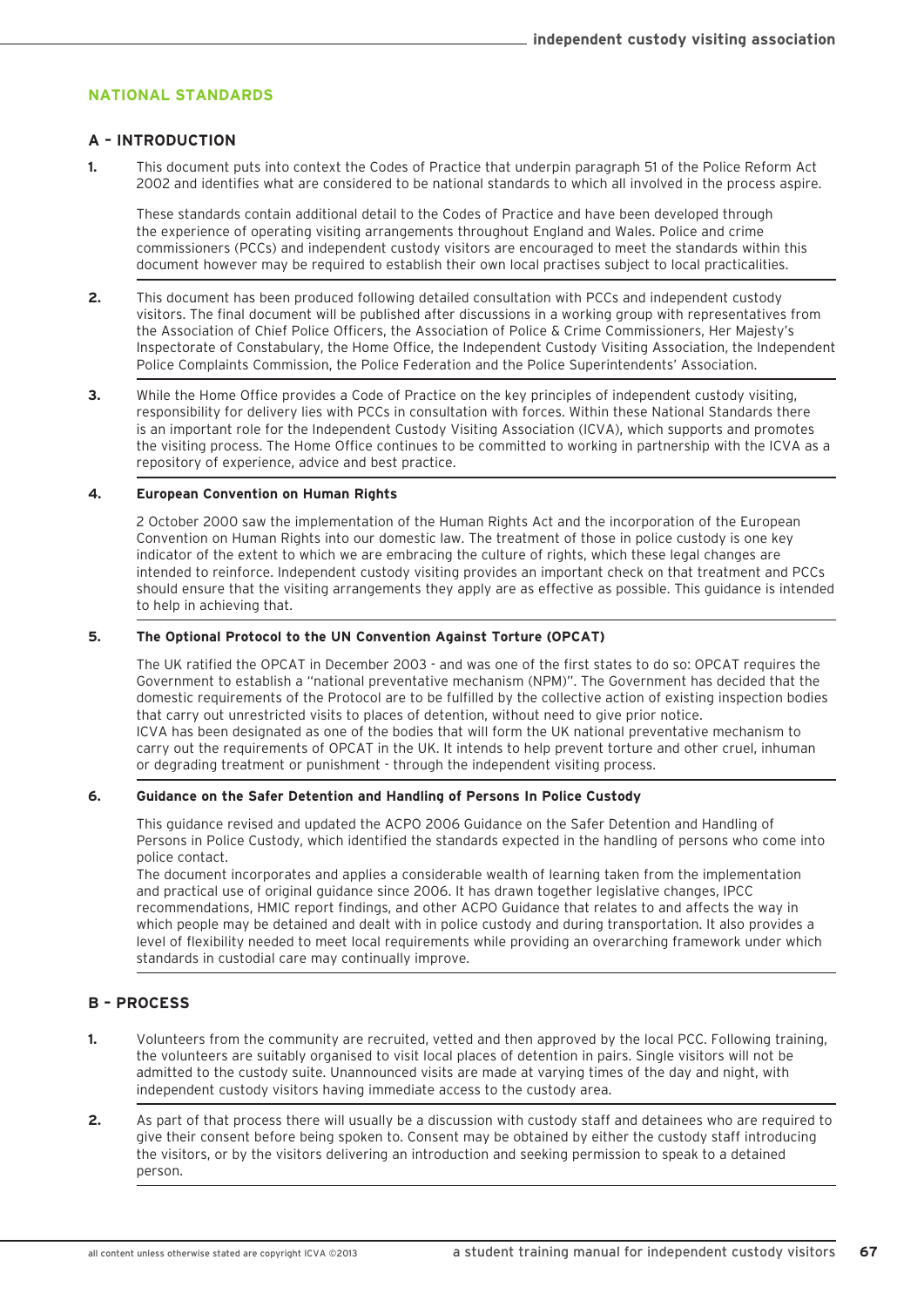## NATIONAL STANDARDS

### A – INTRODUCTION

**1.** This document puts into context the Codes of Practice that underpin paragraph 51 of the Police Reform Act 2002 and identifies what are considered to be national standards to which all involved in the process aspire.

These standards contain additional detail to the Codes of Practice and have been developed through the experience of operating visiting arrangements throughout England and Wales. Police and crime commissioners (PCCs) and independent custody visitors are encouraged to meet the standards within this document however may be required to establish their own local practises subject to local practicalities.

**2.** This document has been produced following detailed consultation with PCCs and independent custody visitors. The final document will be published after discussions in a working group with representatives from the Association of Chief Police Officers, the Association of Police & Crime Commissioners, Her Majesty's Inspectorate of Constabulary, the Home Office, the Independent Custody Visiting Association, the Independent Police Complaints Commission, the Police Federation and the Police Superintendents' Association.

**3.** While the Home Office provides a Code of Practice on the key principles of independent custody visiting, responsibility for delivery lies with PCCs in consultation with forces. Within these National Standards there is an important role for the Independent Custody Visiting Association (ICVA), which supports and promotes the visiting process. The Home Office continues to be committed to working in partnership with the ICVA as a repository of experience, advice and best practice.

**4. European Convention on Human Rights**

2 October 2000 saw the implementation of the Human Rights Act and the incorporation of the European Convention on Human Rights into our domestic law. The treatment of those in police custody is one key indicator of the extent to which we are embracing the culture of rights, which these legal changes are intended to reinforce. Independent custody visiting provides an important check on that treatment and PCCs should ensure that the visiting arrangements they apply are as effective as possible. This guidance is intended to help in achieving that.

**5. The Optional Protocol to the UN Convention Against Torture (OPCAT)**

The UK ratified the OPCAT in December 2003 - and was one of the first states to do so: OPCAT requires the Government to establish a "national preventative mechanism (NPM)". The Government has decided that the domestic requirements of the Protocol are to be fulfilled by the collective action of existing inspection bodies that carry out unrestricted visits to places of detention, without need to give prior notice.
ICVA has been designated as one of the bodies that will form the UK national preventative mechanism to carry out the requirements of OPCAT in the UK. It intends to help prevent torture and other cruel, inhuman or degrading treatment or punishment - through the independent visiting process.

**6. Guidance on the Safer Detention and Handling of Persons In Police Custody**

This guidance revised and updated the ACPO 2006 Guidance on the Safer Detention and Handling of Persons in Police Custody, which identified the standards expected in the handling of persons who come into police contact.
The document incorporates and applies a considerable wealth of learning taken from the implementation and practical use of original guidance since 2006. It has drawn together legislative changes, IPCC recommendations, HMIC report findings, and other ACPO Guidance that relates to and affects the way in which people may be detained and dealt with in police custody and during transportation. It also provides a level of flexibility needed to meet local requirements while providing an overarching framework under which standards in custodial care may continually improve.

### B – PROCESS

**1.** Volunteers from the community are recruited, vetted and then approved by the local PCC. Following training, the volunteers are suitably organised to visit local places of detention in pairs. Single visitors will not be admitted to the custody suite. Unannounced visits are made at varying times of the day and night, with independent custody visitors having immediate access to the custody area.

**2.** As part of that process there will usually be a discussion with custody staff and detainees who are required to give their consent before being spoken to. Consent may be obtained by either the custody staff introducing the visitors, or by the visitors delivering an introduction and seeking permission to speak to a detained person.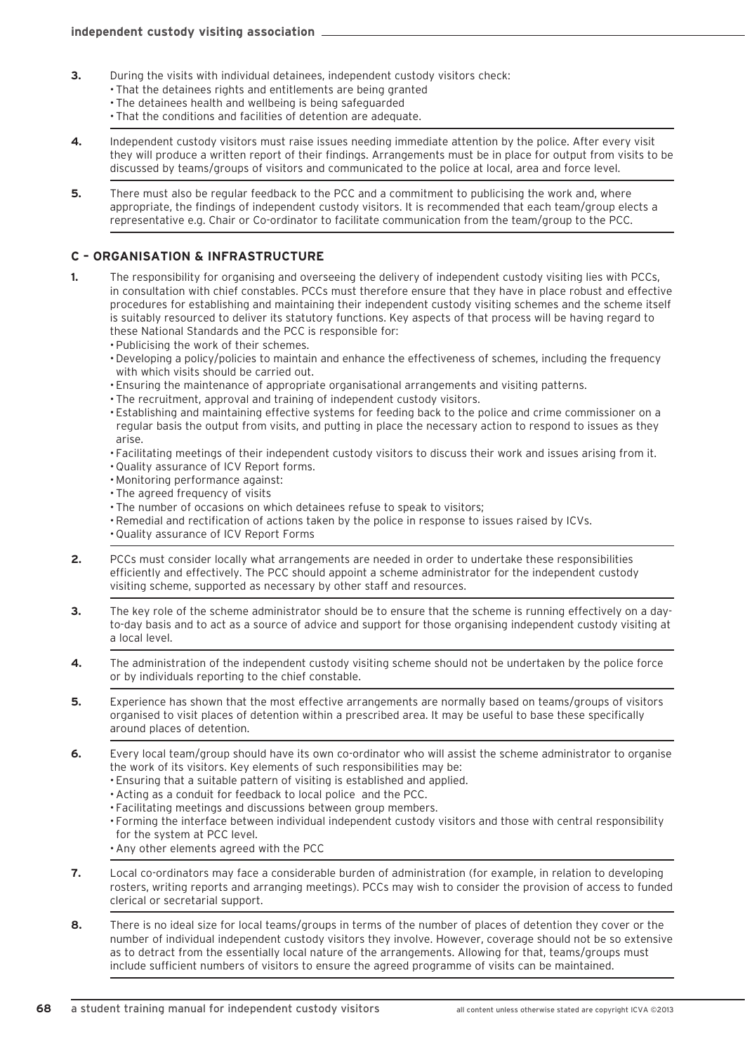**3.** During the visits with individual detainees, independent custody visitors check:

- That the detainees rights and entitlements are being granted
- The detainees health and wellbeing is being safeguarded
- That the conditions and facilities of detention are adequate.

**4.** Independent custody visitors must raise issues needing immediate attention by the police. After every visit they will produce a written report of their findings. Arrangements must be in place for output from visits to be discussed by teams/groups of visitors and communicated to the police at local, area and force level.

**5.** There must also be regular feedback to the PCC and a commitment to publicising the work and, where appropriate, the findings of independent custody visitors. It is recommended that each team/group elects a representative e.g. Chair or Co-ordinator to facilitate communication from the team/group to the PCC.

## C – ORGANISATION & INFRASTRUCTURE

**1.** The responsibility for organising and overseeing the delivery of independent custody visiting lies with PCCs, in consultation with chief constables. PCCs must therefore ensure that they have in place robust and effective procedures for establishing and maintaining their independent custody visiting schemes and the scheme itself is suitably resourced to deliver its statutory functions. Key aspects of that process will be having regard to these National Standards and the PCC is responsible for:

- Publicising the work of their schemes.
- Developing a policy/policies to maintain and enhance the effectiveness of schemes, including the frequency with which visits should be carried out.
- Ensuring the maintenance of appropriate organisational arrangements and visiting patterns.
- The recruitment, approval and training of independent custody visitors.
- Establishing and maintaining effective systems for feeding back to the police and crime commissioner on a regular basis the output from visits, and putting in place the necessary action to respond to issues as they arise.
- Facilitating meetings of their independent custody visitors to discuss their work and issues arising from it.
- Quality assurance of ICV Report forms.
- Monitoring performance against:
- The agreed frequency of visits
- The number of occasions on which detainees refuse to speak to visitors;
- Remedial and rectification of actions taken by the police in response to issues raised by ICVs.
- Quality assurance of ICV Report Forms

**2.** PCCs must consider locally what arrangements are needed in order to undertake these responsibilities efficiently and effectively. The PCC should appoint a scheme administrator for the independent custody visiting scheme, supported as necessary by other staff and resources.

**3.** The key role of the scheme administrator should be to ensure that the scheme is running effectively on a day-to-day basis and to act as a source of advice and support for those organising independent custody visiting at a local level.

**4.** The administration of the independent custody visiting scheme should not be undertaken by the police force or by individuals reporting to the chief constable.

**5.** Experience has shown that the most effective arrangements are normally based on teams/groups of visitors organised to visit places of detention within a prescribed area. It may be useful to base these specifically around places of detention.

**6.** Every local team/group should have its own co-ordinator who will assist the scheme administrator to organise the work of its visitors. Key elements of such responsibilities may be:

- Ensuring that a suitable pattern of visiting is established and applied.
- Acting as a conduit for feedback to local police and the PCC.
- Facilitating meetings and discussions between group members.
- Forming the interface between individual independent custody visitors and those with central responsibility for the system at PCC level.
- Any other elements agreed with the PCC

**7.** Local co-ordinators may face a considerable burden of administration (for example, in relation to developing rosters, writing reports and arranging meetings). PCCs may wish to consider the provision of access to funded clerical or secretarial support.

**8.** There is no ideal size for local teams/groups in terms of the number of places of detention they cover or the number of individual independent custody visitors they involve. However, coverage should not be so extensive as to detract from the essentially local nature of the arrangements. Allowing for that, teams/groups must include sufficient numbers of visitors to ensure the agreed programme of visits can be maintained.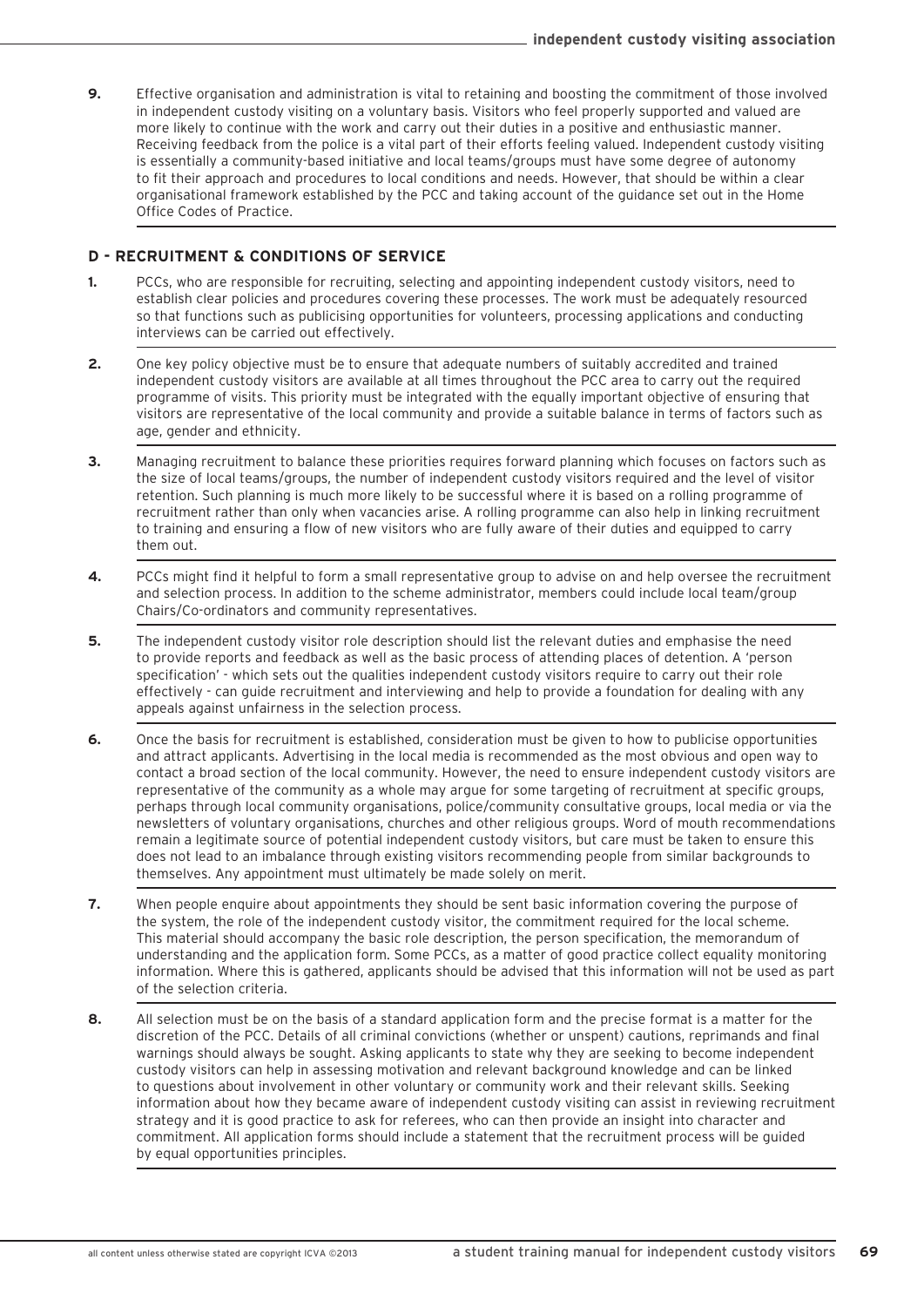**9.** Effective organisation and administration is vital to retaining and boosting the commitment of those involved in independent custody visiting on a voluntary basis. Visitors who feel properly supported and valued are more likely to continue with the work and carry out their duties in a positive and enthusiastic manner. Receiving feedback from the police is a vital part of their efforts feeling valued. Independent custody visiting is essentially a community-based initiative and local teams/groups must have some degree of autonomy to fit their approach and procedures to local conditions and needs. However, that should be within a clear organisational framework established by the PCC and taking account of the guidance set out in the Home Office Codes of Practice.

## D - RECRUITMENT & CONDITIONS OF SERVICE

**1.** PCCs, who are responsible for recruiting, selecting and appointing independent custody visitors, need to establish clear policies and procedures covering these processes. The work must be adequately resourced so that functions such as publicising opportunities for volunteers, processing applications and conducting interviews can be carried out effectively.

**2.** One key policy objective must be to ensure that adequate numbers of suitably accredited and trained independent custody visitors are available at all times throughout the PCC area to carry out the required programme of visits. This priority must be integrated with the equally important objective of ensuring that visitors are representative of the local community and provide a suitable balance in terms of factors such as age, gender and ethnicity.

**3.** Managing recruitment to balance these priorities requires forward planning which focuses on factors such as the size of local teams/groups, the number of independent custody visitors required and the level of visitor retention. Such planning is much more likely to be successful where it is based on a rolling programme of recruitment rather than only when vacancies arise. A rolling programme can also help in linking recruitment to training and ensuring a flow of new visitors who are fully aware of their duties and equipped to carry them out.

**4.** PCCs might find it helpful to form a small representative group to advise on and help oversee the recruitment and selection process. In addition to the scheme administrator, members could include local team/group Chairs/Co-ordinators and community representatives.

**5.** The independent custody visitor role description should list the relevant duties and emphasise the need to provide reports and feedback as well as the basic process of attending places of detention. A 'person specification' - which sets out the qualities independent custody visitors require to carry out their role effectively - can guide recruitment and interviewing and help to provide a foundation for dealing with any appeals against unfairness in the selection process.

**6.** Once the basis for recruitment is established, consideration must be given to how to publicise opportunities and attract applicants. Advertising in the local media is recommended as the most obvious and open way to contact a broad section of the local community. However, the need to ensure independent custody visitors are representative of the community as a whole may argue for some targeting of recruitment at specific groups, perhaps through local community organisations, police/community consultative groups, local media or via the newsletters of voluntary organisations, churches and other religious groups. Word of mouth recommendations remain a legitimate source of potential independent custody visitors, but care must be taken to ensure this does not lead to an imbalance through existing visitors recommending people from similar backgrounds to themselves. Any appointment must ultimately be made solely on merit.

**7.** When people enquire about appointments they should be sent basic information covering the purpose of the system, the role of the independent custody visitor, the commitment required for the local scheme. This material should accompany the basic role description, the person specification, the memorandum of understanding and the application form. Some PCCs, as a matter of good practice collect equality monitoring information. Where this is gathered, applicants should be advised that this information will not be used as part of the selection criteria.

**8.** All selection must be on the basis of a standard application form and the precise format is a matter for the discretion of the PCC. Details of all criminal convictions (whether or unspent) cautions, reprimands and final warnings should always be sought. Asking applicants to state why they are seeking to become independent custody visitors can help in assessing motivation and relevant background knowledge and can be linked to questions about involvement in other voluntary or community work and their relevant skills. Seeking information about how they became aware of independent custody visiting can assist in reviewing recruitment strategy and it is good practice to ask for referees, who can then provide an insight into character and commitment. All application forms should include a statement that the recruitment process will be guided by equal opportunities principles.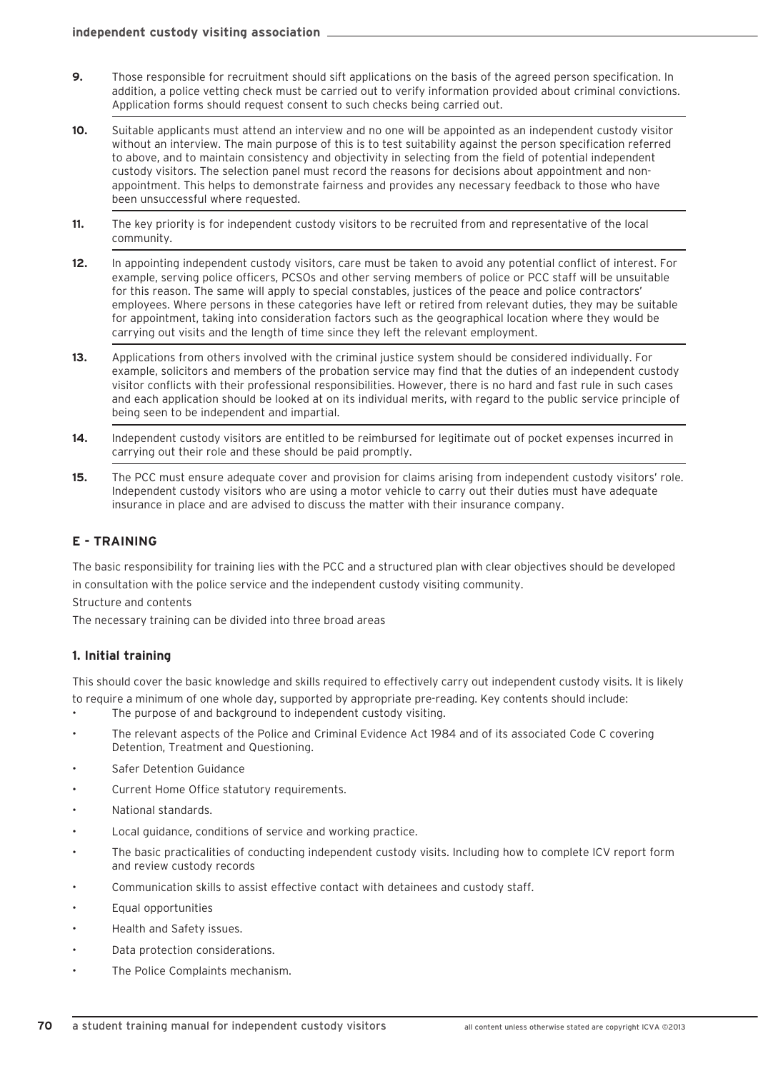**9.** Those responsible for recruitment should sift applications on the basis of the agreed person specification. In addition, a police vetting check must be carried out to verify information provided about criminal convictions. Application forms should request consent to such checks being carried out.

**10.** Suitable applicants must attend an interview and no one will be appointed as an independent custody visitor without an interview. The main purpose of this is to test suitability against the person specification referred to above, and to maintain consistency and objectivity in selecting from the field of potential independent custody visitors. The selection panel must record the reasons for decisions about appointment and non-appointment. This helps to demonstrate fairness and provides any necessary feedback to those who have been unsuccessful where requested.

**11.** The key priority is for independent custody visitors to be recruited from and representative of the local community.

**12.** In appointing independent custody visitors, care must be taken to avoid any potential conflict of interest. For example, serving police officers, PCSOs and other serving members of police or PCC staff will be unsuitable for this reason. The same will apply to special constables, justices of the peace and police contractors' employees. Where persons in these categories have left or retired from relevant duties, they may be suitable for appointment, taking into consideration factors such as the geographical location where they would be carrying out visits and the length of time since they left the relevant employment.

**13.** Applications from others involved with the criminal justice system should be considered individually. For example, solicitors and members of the probation service may find that the duties of an independent custody visitor conflicts with their professional responsibilities. However, there is no hard and fast rule in such cases and each application should be looked at on its individual merits, with regard to the public service principle of being seen to be independent and impartial.

**14.** Independent custody visitors are entitled to be reimbursed for legitimate out of pocket expenses incurred in carrying out their role and these should be paid promptly.

**15.** The PCC must ensure adequate cover and provision for claims arising from independent custody visitors' role. Independent custody visitors who are using a motor vehicle to carry out their duties must have adequate insurance in place and are advised to discuss the matter with their insurance company.

## E - TRAINING

The basic responsibility for training lies with the PCC and a structured plan with clear objectives should be developed in consultation with the police service and the independent custody visiting community.

Structure and contents

The necessary training can be divided into three broad areas

### 1. Initial training

This should cover the basic knowledge and skills required to effectively carry out independent custody visits. It is likely to require a minimum of one whole day, supported by appropriate pre-reading. Key contents should include:

- The purpose of and background to independent custody visiting.
- The relevant aspects of the Police and Criminal Evidence Act 1984 and of its associated Code C covering Detention, Treatment and Questioning.
- Safer Detention Guidance
- Current Home Office statutory requirements.
- National standards.
- Local guidance, conditions of service and working practice.
- The basic practicalities of conducting independent custody visits. Including how to complete ICV report form and review custody records
- Communication skills to assist effective contact with detainees and custody staff.
- Equal opportunities
- Health and Safety issues.
- Data protection considerations.
- The Police Complaints mechanism.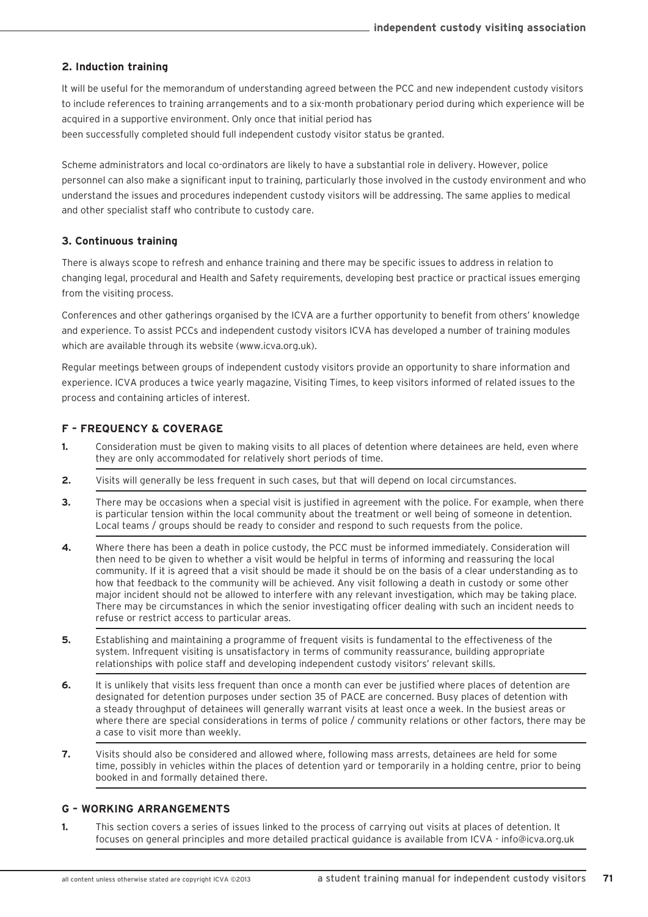### 2. Induction training

It will be useful for the memorandum of understanding agreed between the PCC and new independent custody visitors to include references to training arrangements and to a six-month probationary period during which experience will be acquired in a supportive environment. Only once that initial period has been successfully completed should full independent custody visitor status be granted.

Scheme administrators and local co-ordinators are likely to have a substantial role in delivery. However, police personnel can also make a significant input to training, particularly those involved in the custody environment and who understand the issues and procedures independent custody visitors will be addressing. The same applies to medical and other specialist staff who contribute to custody care.

### 3. Continuous training

There is always scope to refresh and enhance training and there may be specific issues to address in relation to changing legal, procedural and Health and Safety requirements, developing best practice or practical issues emerging from the visiting process.

Conferences and other gatherings organised by the ICVA are a further opportunity to benefit from others' knowledge and experience. To assist PCCs and independent custody visitors ICVA has developed a number of training modules which are available through its website (www.icva.org.uk).

Regular meetings between groups of independent custody visitors provide an opportunity to share information and experience. ICVA produces a twice yearly magazine, Visiting Times, to keep visitors informed of related issues to the process and containing articles of interest.

## F – FREQUENCY & COVERAGE

**1.** Consideration must be given to making visits to all places of detention where detainees are held, even where they are only accommodated for relatively short periods of time.

**2.** Visits will generally be less frequent in such cases, but that will depend on local circumstances.

**3.** There may be occasions when a special visit is justified in agreement with the police. For example, when there is particular tension within the local community about the treatment or well being of someone in detention. Local teams / groups should be ready to consider and respond to such requests from the police.

**4.** Where there has been a death in police custody, the PCC must be informed immediately. Consideration will then need to be given to whether a visit would be helpful in terms of informing and reassuring the local community. If it is agreed that a visit should be made it should be on the basis of a clear understanding as to how that feedback to the community will be achieved. Any visit following a death in custody or some other major incident should not be allowed to interfere with any relevant investigation, which may be taking place. There may be circumstances in which the senior investigating officer dealing with such an incident needs to refuse or restrict access to particular areas.

**5.** Establishing and maintaining a programme of frequent visits is fundamental to the effectiveness of the system. Infrequent visiting is unsatisfactory in terms of community reassurance, building appropriate relationships with police staff and developing independent custody visitors' relevant skills.

**6.** It is unlikely that visits less frequent than once a month can ever be justified where places of detention are designated for detention purposes under section 35 of PACE are concerned. Busy places of detention with a steady throughput of detainees will generally warrant visits at least once a week. In the busiest areas or where there are special considerations in terms of police / community relations or other factors, there may be a case to visit more than weekly.

**7.** Visits should also be considered and allowed where, following mass arrests, detainees are held for some time, possibly in vehicles within the places of detention yard or temporarily in a holding centre, prior to being booked in and formally detained there.

## G – WORKING ARRANGEMENTS

**1.** This section covers a series of issues linked to the process of carrying out visits at places of detention. It focuses on general principles and more detailed practical guidance is available from ICVA - info@icva.org.uk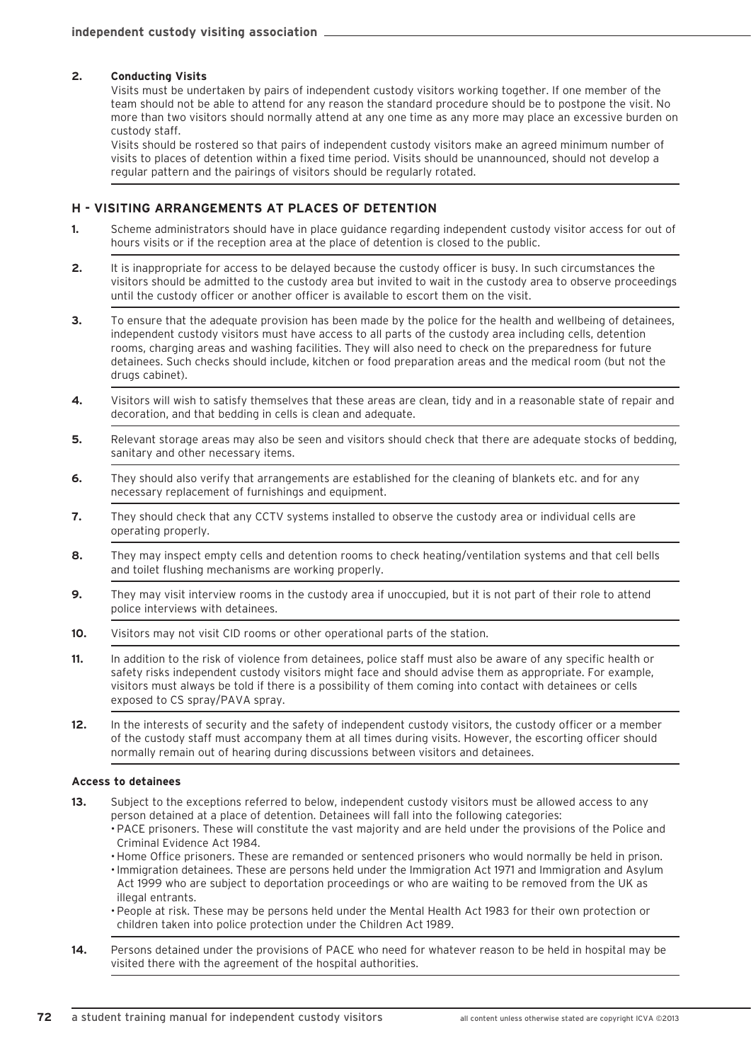**2. Conducting Visits**

Visits must be undertaken by pairs of independent custody visitors working together. If one member of the team should not be able to attend for any reason the standard procedure should be to postpone the visit. No more than two visitors should normally attend at any one time as any more may place an excessive burden on custody staff.

Visits should be rostered so that pairs of independent custody visitors make an agreed minimum number of visits to places of detention within a fixed time period. Visits should be unannounced, should not develop a regular pattern and the pairings of visitors should be regularly rotated.

## H - VISITING ARRANGEMENTS AT PLACES OF DETENTION

**1.** Scheme administrators should have in place guidance regarding independent custody visitor access for out of hours visits or if the reception area at the place of detention is closed to the public.

**2.** It is inappropriate for access to be delayed because the custody officer is busy. In such circumstances the visitors should be admitted to the custody area but invited to wait in the custody area to observe proceedings until the custody officer or another officer is available to escort them on the visit.

**3.** To ensure that the adequate provision has been made by the police for the health and wellbeing of detainees, independent custody visitors must have access to all parts of the custody area including cells, detention rooms, charging areas and washing facilities. They will also need to check on the preparedness for future detainees. Such checks should include, kitchen or food preparation areas and the medical room (but not the drugs cabinet).

**4.** Visitors will wish to satisfy themselves that these areas are clean, tidy and in a reasonable state of repair and decoration, and that bedding in cells is clean and adequate.

**5.** Relevant storage areas may also be seen and visitors should check that there are adequate stocks of bedding, sanitary and other necessary items.

**6.** They should also verify that arrangements are established for the cleaning of blankets etc. and for any necessary replacement of furnishings and equipment.

**7.** They should check that any CCTV systems installed to observe the custody area or individual cells are operating properly.

**8.** They may inspect empty cells and detention rooms to check heating/ventilation systems and that cell bells and toilet flushing mechanisms are working properly.

**9.** They may visit interview rooms in the custody area if unoccupied, but it is not part of their role to attend police interviews with detainees.

**10.** Visitors may not visit CID rooms or other operational parts of the station.

**11.** In addition to the risk of violence from detainees, police staff must also be aware of any specific health or safety risks independent custody visitors might face and should advise them as appropriate. For example, visitors must always be told if there is a possibility of them coming into contact with detainees or cells exposed to CS spray/PAVA spray.

**12.** In the interests of security and the safety of independent custody visitors, the custody officer or a member of the custody staff must accompany them at all times during visits. However, the escorting officer should normally remain out of hearing during discussions between visitors and detainees.

### Access to detainees

**13.** Subject to the exceptions referred to below, independent custody visitors must be allowed access to any person detained at a place of detention. Detainees will fall into the following categories:

- PACE prisoners. These will constitute the vast majority and are held under the provisions of the Police and Criminal Evidence Act 1984.
- Home Office prisoners. These are remanded or sentenced prisoners who would normally be held in prison.
- Immigration detainees. These are persons held under the Immigration Act 1971 and Immigration and Asylum Act 1999 who are subject to deportation proceedings or who are waiting to be removed from the UK as illegal entrants.
- People at risk. These may be persons held under the Mental Health Act 1983 for their own protection or children taken into police protection under the Children Act 1989.

**14.** Persons detained under the provisions of PACE who need for whatever reason to be held in hospital may be visited there with the agreement of the hospital authorities.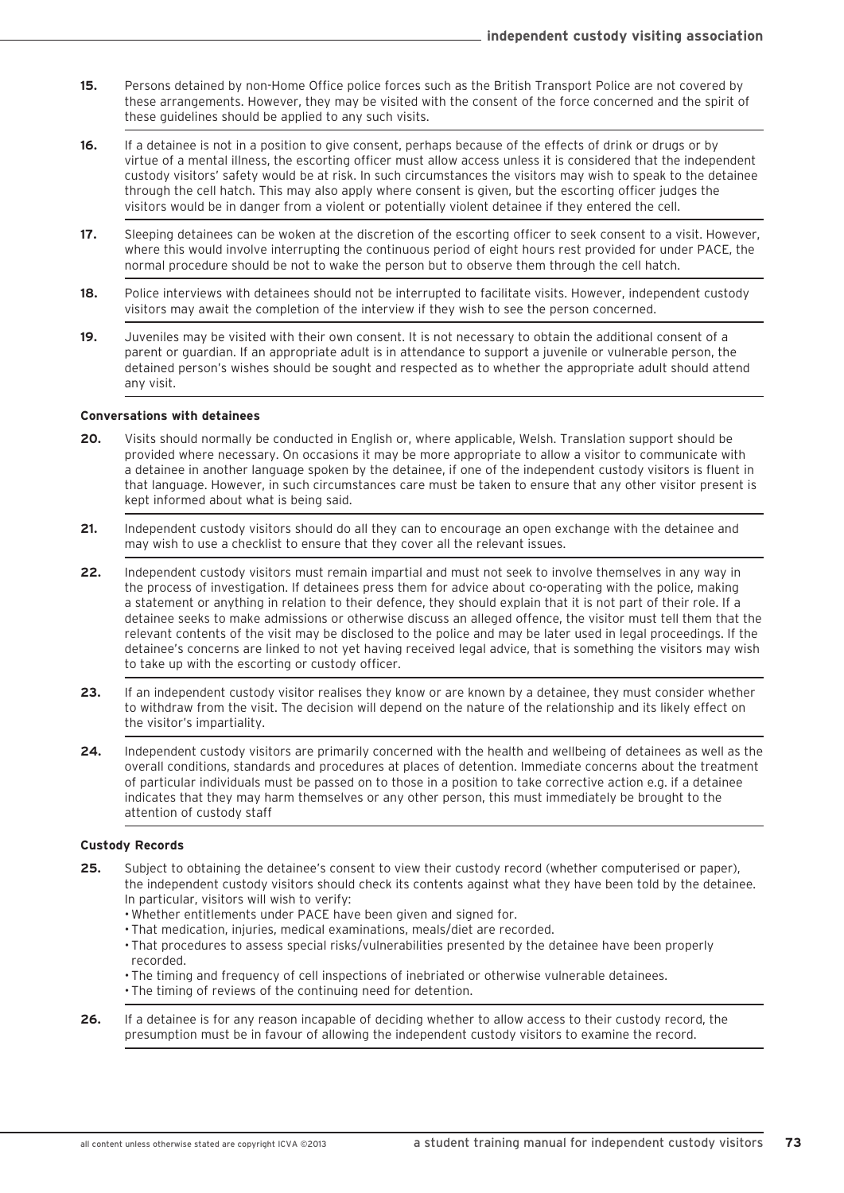**15.** Persons detained by non-Home Office police forces such as the British Transport Police are not covered by these arrangements. However, they may be visited with the consent of the force concerned and the spirit of these guidelines should be applied to any such visits.

**16.** If a detainee is not in a position to give consent, perhaps because of the effects of drink or drugs or by virtue of a mental illness, the escorting officer must allow access unless it is considered that the independent custody visitors' safety would be at risk. In such circumstances the visitors may wish to speak to the detainee through the cell hatch. This may also apply where consent is given, but the escorting officer judges the visitors would be in danger from a violent or potentially violent detainee if they entered the cell.

**17.** Sleeping detainees can be woken at the discretion of the escorting officer to seek consent to a visit. However, where this would involve interrupting the continuous period of eight hours rest provided for under PACE, the normal procedure should be not to wake the person but to observe them through the cell hatch.

**18.** Police interviews with detainees should not be interrupted to facilitate visits. However, independent custody visitors may await the completion of the interview if they wish to see the person concerned.

**19.** Juveniles may be visited with their own consent. It is not necessary to obtain the additional consent of a parent or guardian. If an appropriate adult is in attendance to support a juvenile or vulnerable person, the detained person's wishes should be sought and respected as to whether the appropriate adult should attend any visit.

### Conversations with detainees

**20.** Visits should normally be conducted in English or, where applicable, Welsh. Translation support should be provided where necessary. On occasions it may be more appropriate to allow a visitor to communicate with a detainee in another language spoken by the detainee, if one of the independent custody visitors is fluent in that language. However, in such circumstances care must be taken to ensure that any other visitor present is kept informed about what is being said.

**21.** Independent custody visitors should do all they can to encourage an open exchange with the detainee and may wish to use a checklist to ensure that they cover all the relevant issues.

**22.** Independent custody visitors must remain impartial and must not seek to involve themselves in any way in the process of investigation. If detainees press them for advice about co-operating with the police, making a statement or anything in relation to their defence, they should explain that it is not part of their role. If a detainee seeks to make admissions or otherwise discuss an alleged offence, the visitor must tell them that the relevant contents of the visit may be disclosed to the police and may be later used in legal proceedings. If the detainee's concerns are linked to not yet having received legal advice, that is something the visitors may wish to take up with the escorting or custody officer.

**23.** If an independent custody visitor realises they know or are known by a detainee, they must consider whether to withdraw from the visit. The decision will depend on the nature of the relationship and its likely effect on the visitor's impartiality.

**24.** Independent custody visitors are primarily concerned with the health and wellbeing of detainees as well as the overall conditions, standards and procedures at places of detention. Immediate concerns about the treatment of particular individuals must be passed on to those in a position to take corrective action e.g. if a detainee indicates that they may harm themselves or any other person, this must immediately be brought to the attention of custody staff

### Custody Records

**25.** Subject to obtaining the detainee's consent to view their custody record (whether computerised or paper), the independent custody visitors should check its contents against what they have been told by the detainee. In particular, visitors will wish to verify:

- Whether entitlements under PACE have been given and signed for.
- That medication, injuries, medical examinations, meals/diet are recorded.
- That procedures to assess special risks/vulnerabilities presented by the detainee have been properly recorded.
- The timing and frequency of cell inspections of inebriated or otherwise vulnerable detainees.
- The timing of reviews of the continuing need for detention.

**26.** If a detainee is for any reason incapable of deciding whether to allow access to their custody record, the presumption must be in favour of allowing the independent custody visitors to examine the record.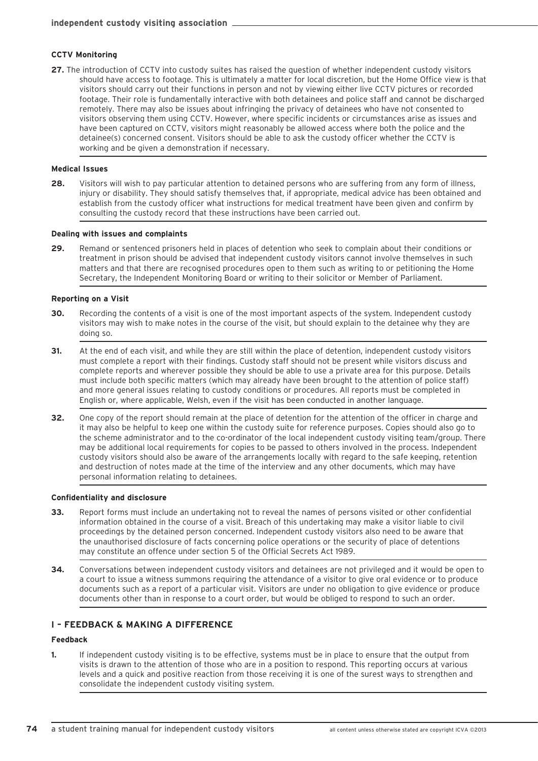### CCTV Monitoring

**27.** The introduction of CCTV into custody suites has raised the question of whether independent custody visitors should have access to footage. This is ultimately a matter for local discretion, but the Home Office view is that visitors should carry out their functions in person and not by viewing either live CCTV pictures or recorded footage. Their role is fundamentally interactive with both detainees and police staff and cannot be discharged remotely. There may also be issues about infringing the privacy of detainees who have not consented to visitors observing them using CCTV. However, where specific incidents or circumstances arise as issues and have been captured on CCTV, visitors might reasonably be allowed access where both the police and the detainee(s) concerned consent. Visitors should be able to ask the custody officer whether the CCTV is working and be given a demonstration if necessary.

### Medical Issues

**28.** Visitors will wish to pay particular attention to detained persons who are suffering from any form of illness, injury or disability. They should satisfy themselves that, if appropriate, medical advice has been obtained and establish from the custody officer what instructions for medical treatment have been given and confirm by consulting the custody record that these instructions have been carried out.

### Dealing with issues and complaints

**29.** Remand or sentenced prisoners held in places of detention who seek to complain about their conditions or treatment in prison should be advised that independent custody visitors cannot involve themselves in such matters and that there are recognised procedures open to them such as writing to or petitioning the Home Secretary, the Independent Monitoring Board or writing to their solicitor or Member of Parliament.

### Reporting on a Visit

**30.** Recording the contents of a visit is one of the most important aspects of the system. Independent custody visitors may wish to make notes in the course of the visit, but should explain to the detainee why they are doing so.

**31.** At the end of each visit, and while they are still within the place of detention, independent custody visitors must complete a report with their findings. Custody staff should not be present while visitors discuss and complete reports and wherever possible they should be able to use a private area for this purpose. Details must include both specific matters (which may already have been brought to the attention of police staff) and more general issues relating to custody conditions or procedures. All reports must be completed in English or, where applicable, Welsh, even if the visit has been conducted in another language.

**32.** One copy of the report should remain at the place of detention for the attention of the officer in charge and it may also be helpful to keep one within the custody suite for reference purposes. Copies should also go to the scheme administrator and to the co-ordinator of the local independent custody visiting team/group. There may be additional local requirements for copies to be passed to others involved in the process. Independent custody visitors should also be aware of the arrangements locally with regard to the safe keeping, retention and destruction of notes made at the time of the interview and any other documents, which may have personal information relating to detainees.

### Confidentiality and disclosure

**33.** Report forms must include an undertaking not to reveal the names of persons visited or other confidential information obtained in the course of a visit. Breach of this undertaking may make a visitor liable to civil proceedings by the detained person concerned. Independent custody visitors also need to be aware that the unauthorised disclosure of facts concerning police operations or the security of place of detentions may constitute an offence under section 5 of the Official Secrets Act 1989.

**34.** Conversations between independent custody visitors and detainees are not privileged and it would be open to a court to issue a witness summons requiring the attendance of a visitor to give oral evidence or to produce documents such as a report of a particular visit. Visitors are under no obligation to give evidence or produce documents other than in response to a court order, but would be obliged to respond to such an order.

## I – FEEDBACK & MAKING A DIFFERENCE

### Feedback

**1.** If independent custody visiting is to be effective, systems must be in place to ensure that the output from visits is drawn to the attention of those who are in a position to respond. This reporting occurs at various levels and a quick and positive reaction from those receiving it is one of the surest ways to strengthen and consolidate the independent custody visiting system.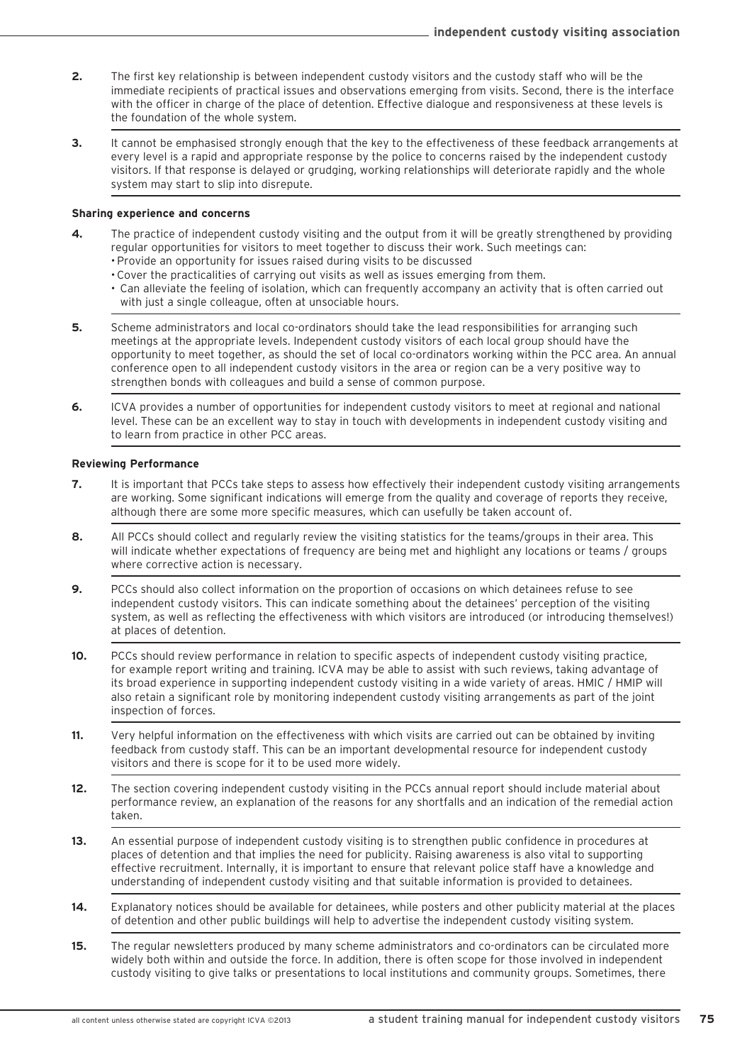**2.** The first key relationship is between independent custody visitors and the custody staff who will be the immediate recipients of practical issues and observations emerging from visits. Second, there is the interface with the officer in charge of the place of detention. Effective dialogue and responsiveness at these levels is the foundation of the whole system.

**3.** It cannot be emphasised strongly enough that the key to the effectiveness of these feedback arrangements at every level is a rapid and appropriate response by the police to concerns raised by the independent custody visitors. If that response is delayed or grudging, working relationships will deteriorate rapidly and the whole system may start to slip into disrepute.

**Sharing experience and concerns**

**4.** The practice of independent custody visiting and the output from it will be greatly strengthened by providing regular opportunities for visitors to meet together to discuss their work. Such meetings can:

- Provide an opportunity for issues raised during visits to be discussed
- Cover the practicalities of carrying out visits as well as issues emerging from them.
- Can alleviate the feeling of isolation, which can frequently accompany an activity that is often carried out with just a single colleague, often at unsociable hours.

**5.** Scheme administrators and local co-ordinators should take the lead responsibilities for arranging such meetings at the appropriate levels. Independent custody visitors of each local group should have the opportunity to meet together, as should the set of local co-ordinators working within the PCC area. An annual conference open to all independent custody visitors in the area or region can be a very positive way to strengthen bonds with colleagues and build a sense of common purpose.

**6.** ICVA provides a number of opportunities for independent custody visitors to meet at regional and national level. These can be an excellent way to stay in touch with developments in independent custody visiting and to learn from practice in other PCC areas.

**Reviewing Performance**

**7.** It is important that PCCs take steps to assess how effectively their independent custody visiting arrangements are working. Some significant indications will emerge from the quality and coverage of reports they receive, although there are some more specific measures, which can usefully be taken account of.

**8.** All PCCs should collect and regularly review the visiting statistics for the teams/groups in their area. This will indicate whether expectations of frequency are being met and highlight any locations or teams / groups where corrective action is necessary.

**9.** PCCs should also collect information on the proportion of occasions on which detainees refuse to see independent custody visitors. This can indicate something about the detainees' perception of the visiting system, as well as reflecting the effectiveness with which visitors are introduced (or introducing themselves!) at places of detention.

**10.** PCCs should review performance in relation to specific aspects of independent custody visiting practice, for example report writing and training. ICVA may be able to assist with such reviews, taking advantage of its broad experience in supporting independent custody visiting in a wide variety of areas. HMIC / HMIP will also retain a significant role by monitoring independent custody visiting arrangements as part of the joint inspection of forces.

**11.** Very helpful information on the effectiveness with which visits are carried out can be obtained by inviting feedback from custody staff. This can be an important developmental resource for independent custody visitors and there is scope for it to be used more widely.

**12.** The section covering independent custody visiting in the PCCs annual report should include material about performance review, an explanation of the reasons for any shortfalls and an indication of the remedial action taken.

**13.** An essential purpose of independent custody visiting is to strengthen public confidence in procedures at places of detention and that implies the need for publicity. Raising awareness is also vital to supporting effective recruitment. Internally, it is important to ensure that relevant police staff have a knowledge and understanding of independent custody visiting and that suitable information is provided to detainees.

**14.** Explanatory notices should be available for detainees, while posters and other publicity material at the places of detention and other public buildings will help to advertise the independent custody visiting system.

**15.** The regular newsletters produced by many scheme administrators and co-ordinators can be circulated more widely both within and outside the force. In addition, there is often scope for those involved in independent custody visiting to give talks or presentations to local institutions and community groups. Sometimes, there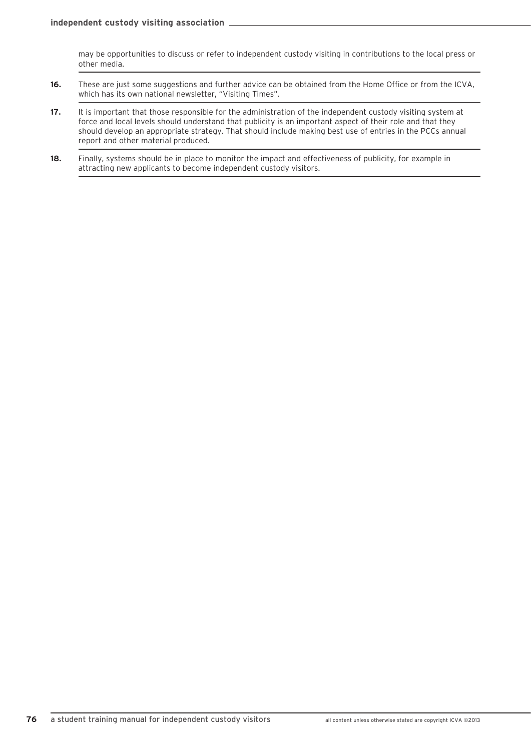may be opportunities to discuss or refer to independent custody visiting in contributions to the local press or other media.

**16.** These are just some suggestions and further advice can be obtained from the Home Office or from the ICVA, which has its own national newsletter, "Visiting Times".

**17.** It is important that those responsible for the administration of the independent custody visiting system at force and local levels should understand that publicity is an important aspect of their role and that they should develop an appropriate strategy. That should include making best use of entries in the PCCs annual report and other material produced.

**18.** Finally, systems should be in place to monitor the impact and effectiveness of publicity, for example in attracting new applicants to become independent custody visitors.